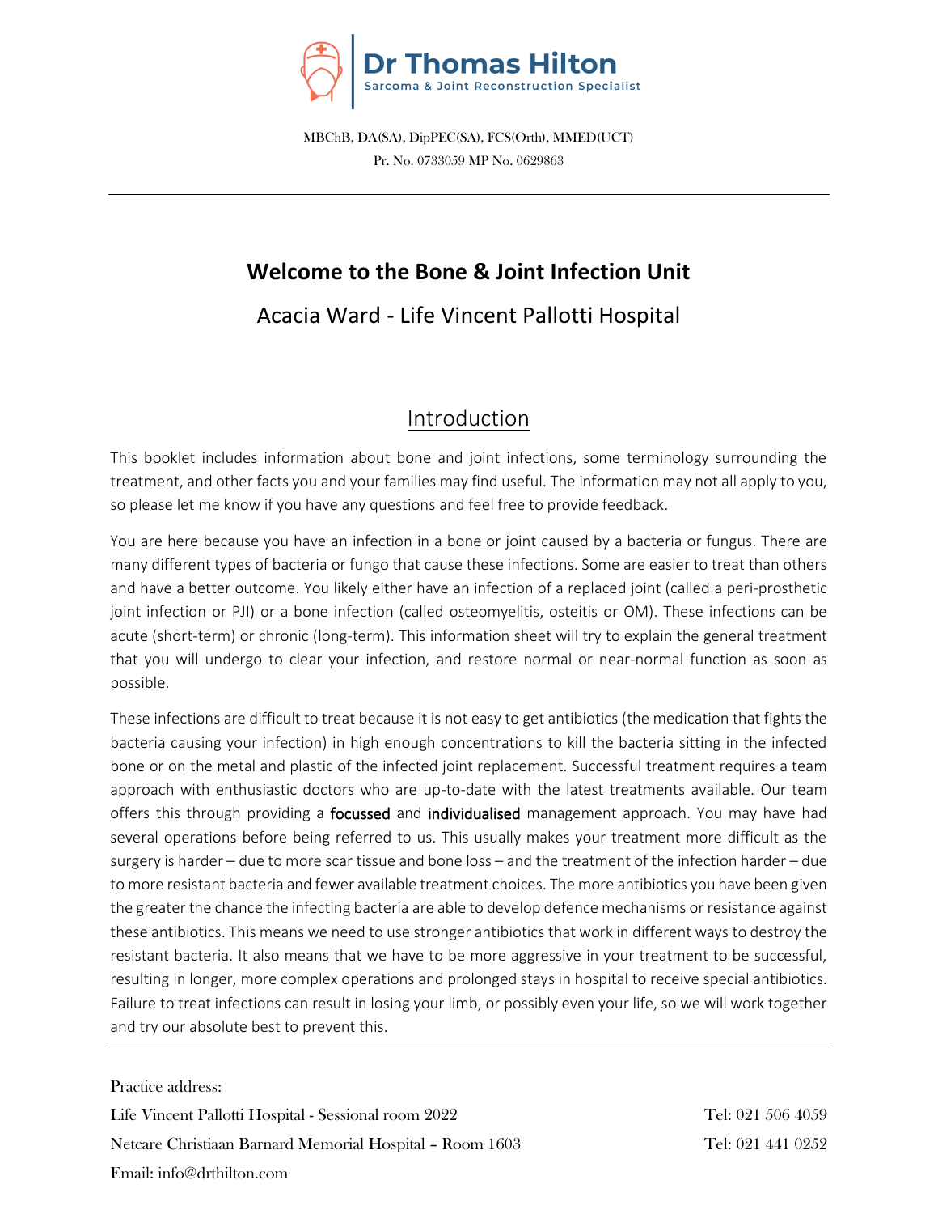**Dr Thomas Hilton**
Sarcoma & Joint Reconstruction Specialist

MBChB, DA(SA), DipPEC(SA), FCS(Orth), MMED(UCT)
Pr. No. 0733059 MP No. 0629863

# Welcome to the Bone & Joint Infection Unit

## Acacia Ward - Life Vincent Pallotti Hospital

## Introduction

This booklet includes information about bone and joint infections, some terminology surrounding the treatment, and other facts you and your families may find useful. The information may not all apply to you, so please let me know if you have any questions and feel free to provide feedback.

You are here because you have an infection in a bone or joint caused by a bacteria or fungus. There are many different types of bacteria or fungo that cause these infections. Some are easier to treat than others and have a better outcome. You likely either have an infection of a replaced joint (called a peri-prosthetic joint infection or PJI) or a bone infection (called osteomyelitis, osteitis or OM). These infections can be acute (short-term) or chronic (long-term). This information sheet will try to explain the general treatment that you will undergo to clear your infection, and restore normal or near-normal function as soon as possible.

These infections are difficult to treat because it is not easy to get antibiotics (the medication that fights the bacteria causing your infection) in high enough concentrations to kill the bacteria sitting in the infected bone or on the metal and plastic of the infected joint replacement. Successful treatment requires a team approach with enthusiastic doctors who are up-to-date with the latest treatments available. Our team offers this through providing a focussed and individualised management approach. You may have had several operations before being referred to us. This usually makes your treatment more difficult as the surgery is harder – due to more scar tissue and bone loss – and the treatment of the infection harder – due to more resistant bacteria and fewer available treatment choices. The more antibiotics you have been given the greater the chance the infecting bacteria are able to develop defence mechanisms or resistance against these antibiotics. This means we need to use stronger antibiotics that work in different ways to destroy the resistant bacteria. It also means that we have to be more aggressive in your treatment to be successful, resulting in longer, more complex operations and prolonged stays in hospital to receive special antibiotics. Failure to treat infections can result in losing your limb, or possibly even your life, so we will work together and try our absolute best to prevent this.

Practice address:
Life Vincent Pallotti Hospital - Sessional room 2022 — Tel: 021 506 4059
Netcare Christiaan Barnard Memorial Hospital – Room 1603 — Tel: 021 441 0252
Email: info@drthilton.com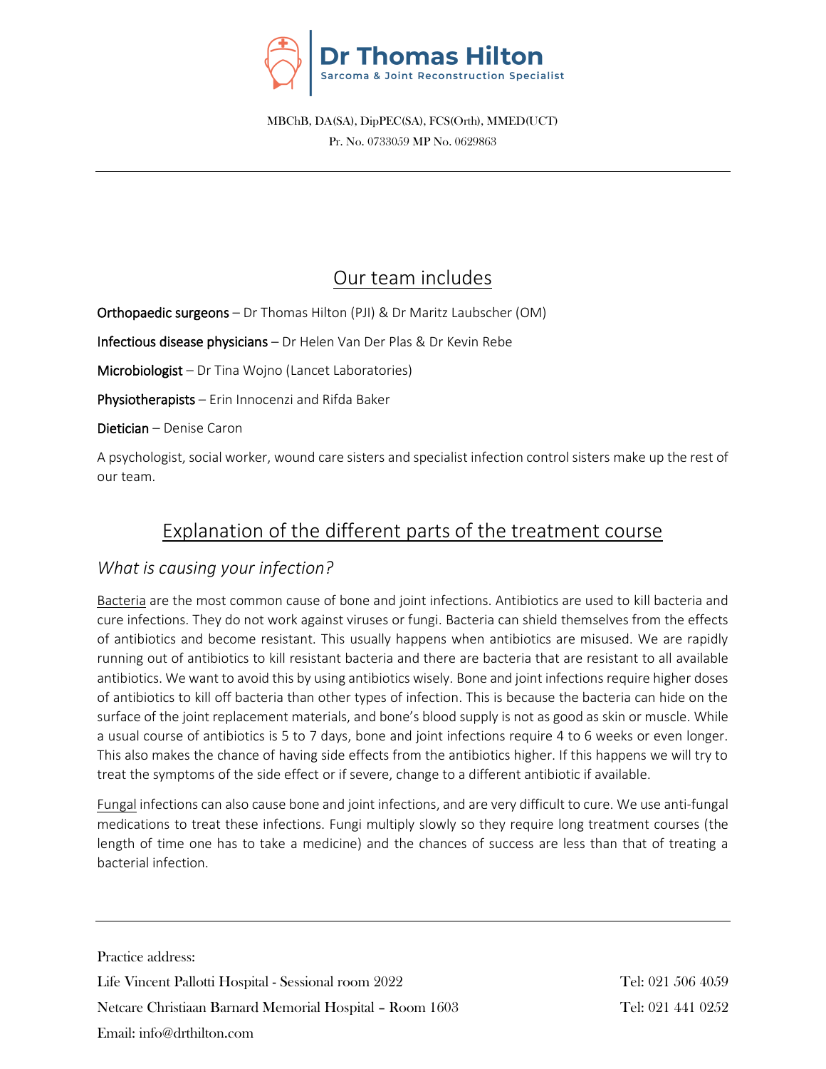## Our team includes

**Orthopaedic surgeons** – Dr Thomas Hilton (PJI) & Dr Maritz Laubscher (OM)

**Infectious disease physicians** – Dr Helen Van Der Plas & Dr Kevin Rebe

**Microbiologist** – Dr Tina Wojno (Lancet Laboratories)

**Physiotherapists** – Erin Innocenzi and Rifda Baker

**Dietician** – Denise Caron

A psychologist, social worker, wound care sisters and specialist infection control sisters make up the rest of our team.

## Explanation of the different parts of the treatment course

### *What is causing your infection?*

Bacteria are the most common cause of bone and joint infections. Antibiotics are used to kill bacteria and cure infections. They do not work against viruses or fungi. Bacteria can shield themselves from the effects of antibiotics and become resistant. This usually happens when antibiotics are misused. We are rapidly running out of antibiotics to kill resistant bacteria and there are bacteria that are resistant to all available antibiotics. We want to avoid this by using antibiotics wisely. Bone and joint infections require higher doses of antibiotics to kill off bacteria than other types of infection. This is because the bacteria can hide on the surface of the joint replacement materials, and bone's blood supply is not as good as skin or muscle. While a usual course of antibiotics is 5 to 7 days, bone and joint infections require 4 to 6 weeks or even longer. This also makes the chance of having side effects from the antibiotics higher. If this happens we will try to treat the symptoms of the side effect or if severe, change to a different antibiotic if available.

Fungal infections can also cause bone and joint infections, and are very difficult to cure. We use anti-fungal medications to treat these infections. Fungi multiply slowly so they require long treatment courses (the length of time one has to take a medicine) and the chances of success are less than that of treating a bacterial infection.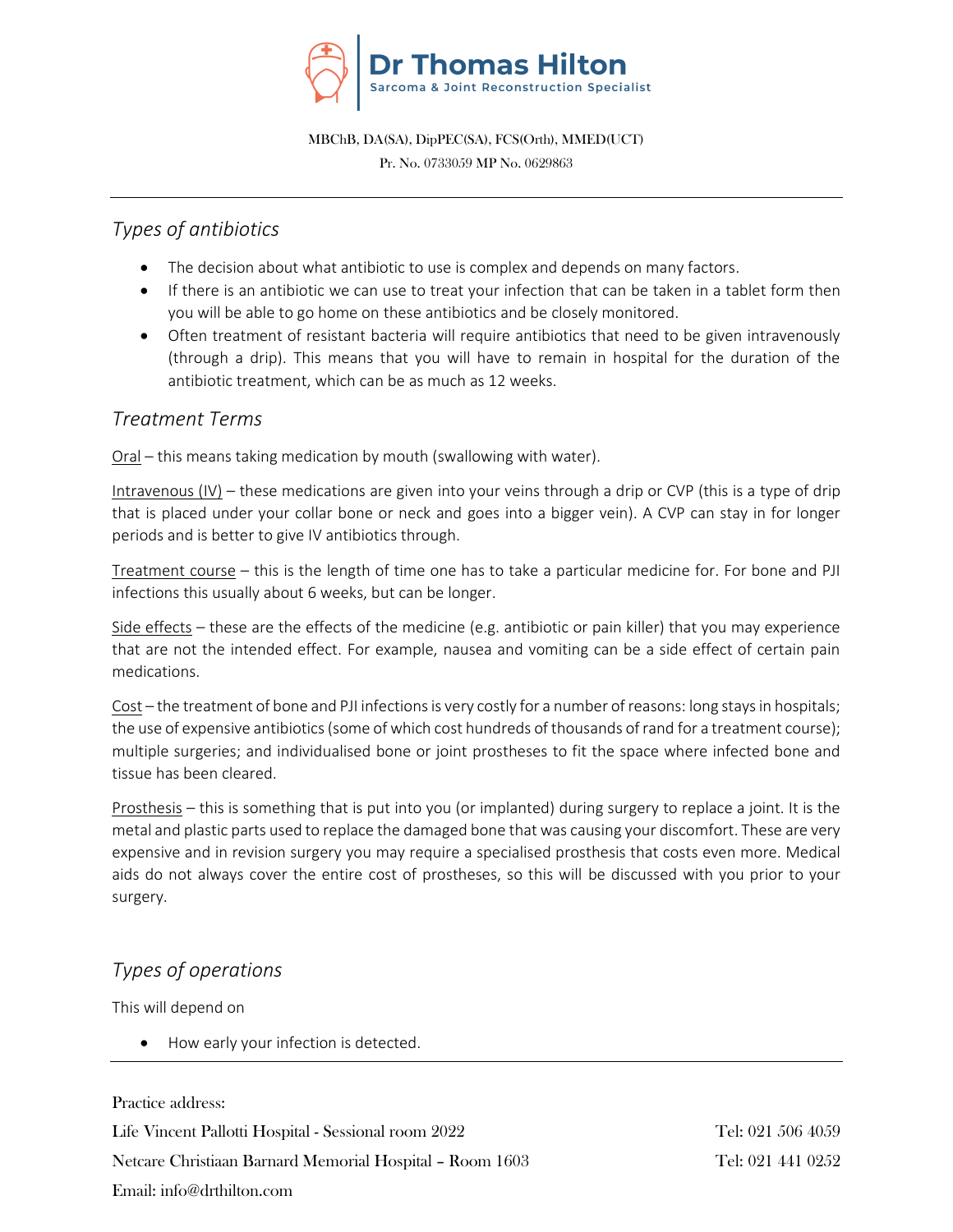## *Types of antibiotics*

- The decision about what antibiotic to use is complex and depends on many factors.
- If there is an antibiotic we can use to treat your infection that can be taken in a tablet form then you will be able to go home on these antibiotics and be closely monitored.
- Often treatment of resistant bacteria will require antibiotics that need to be given intravenously (through a drip). This means that you will have to remain in hospital for the duration of the antibiotic treatment, which can be as much as 12 weeks.

## *Treatment Terms*

<u>Oral</u> – this means taking medication by mouth (swallowing with water).

<u>Intravenous (IV)</u> – these medications are given into your veins through a drip or CVP (this is a type of drip that is placed under your collar bone or neck and goes into a bigger vein). A CVP can stay in for longer periods and is better to give IV antibiotics through.

<u>Treatment course</u> – this is the length of time one has to take a particular medicine for. For bone and PJI infections this usually about 6 weeks, but can be longer.

<u>Side effects</u> – these are the effects of the medicine (e.g. antibiotic or pain killer) that you may experience that are not the intended effect. For example, nausea and vomiting can be a side effect of certain pain medications.

<u>Cost</u> – the treatment of bone and PJI infections is very costly for a number of reasons: long stays in hospitals; the use of expensive antibiotics (some of which cost hundreds of thousands of rand for a treatment course); multiple surgeries; and individualised bone or joint prostheses to fit the space where infected bone and tissue has been cleared.

<u>Prosthesis</u> – this is something that is put into you (or implanted) during surgery to replace a joint. It is the metal and plastic parts used to replace the damaged bone that was causing your discomfort. These are very expensive and in revision surgery you may require a specialised prosthesis that costs even more. Medical aids do not always cover the entire cost of prostheses, so this will be discussed with you prior to your surgery.

## *Types of operations*

This will depend on

- How early your infection is detected.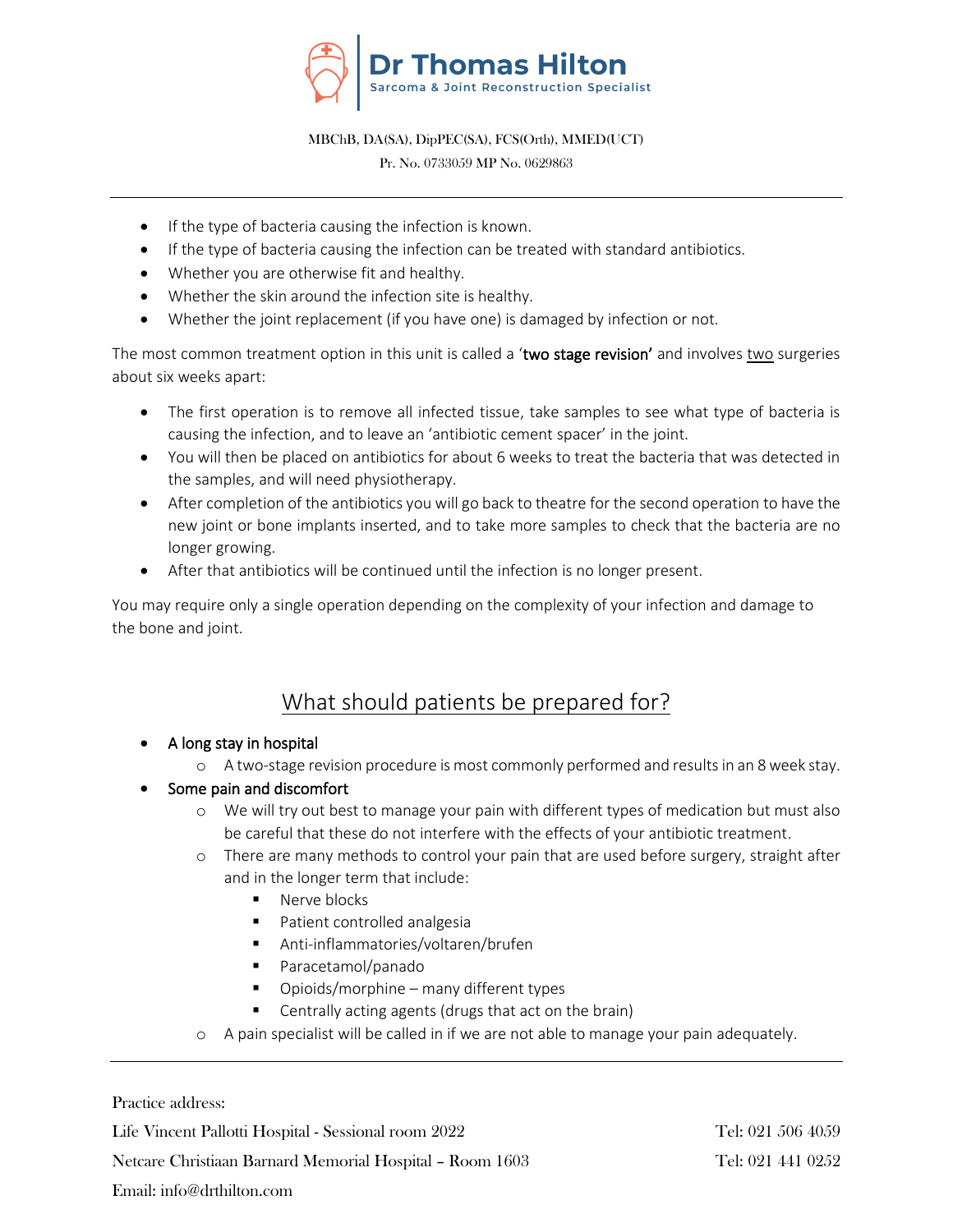- If the type of bacteria causing the infection is known.
- If the type of bacteria causing the infection can be treated with standard antibiotics.
- Whether you are otherwise fit and healthy.
- Whether the skin around the infection site is healthy.
- Whether the joint replacement (if you have one) is damaged by infection or not.

The most common treatment option in this unit is called a '**two stage revision**' and involves <u>two</u> surgeries about six weeks apart:

- The first operation is to remove all infected tissue, take samples to see what type of bacteria is causing the infection, and to leave an 'antibiotic cement spacer' in the joint.
- You will then be placed on antibiotics for about 6 weeks to treat the bacteria that was detected in the samples, and will need physiotherapy.
- After completion of the antibiotics you will go back to theatre for the second operation to have the new joint or bone implants inserted, and to take more samples to check that the bacteria are no longer growing.
- After that antibiotics will be continued until the infection is no longer present.

You may require only a single operation depending on the complexity of your infection and damage to the bone and joint.

## What should patients be prepared for?

- **A long stay in hospital**
  - A two-stage revision procedure is most commonly performed and results in an 8 week stay.
- **Some pain and discomfort**
  - We will try out best to manage your pain with different types of medication but must also be careful that these do not interfere with the effects of your antibiotic treatment.
  - There are many methods to control your pain that are used before surgery, straight after and in the longer term that include:
    - Nerve blocks
    - Patient controlled analgesia
    - Anti-inflammatories/voltaren/brufen
    - Paracetamol/panado
    - Opioids/morphine – many different types
    - Centrally acting agents (drugs that act on the brain)
  - A pain specialist will be called in if we are not able to manage your pain adequately.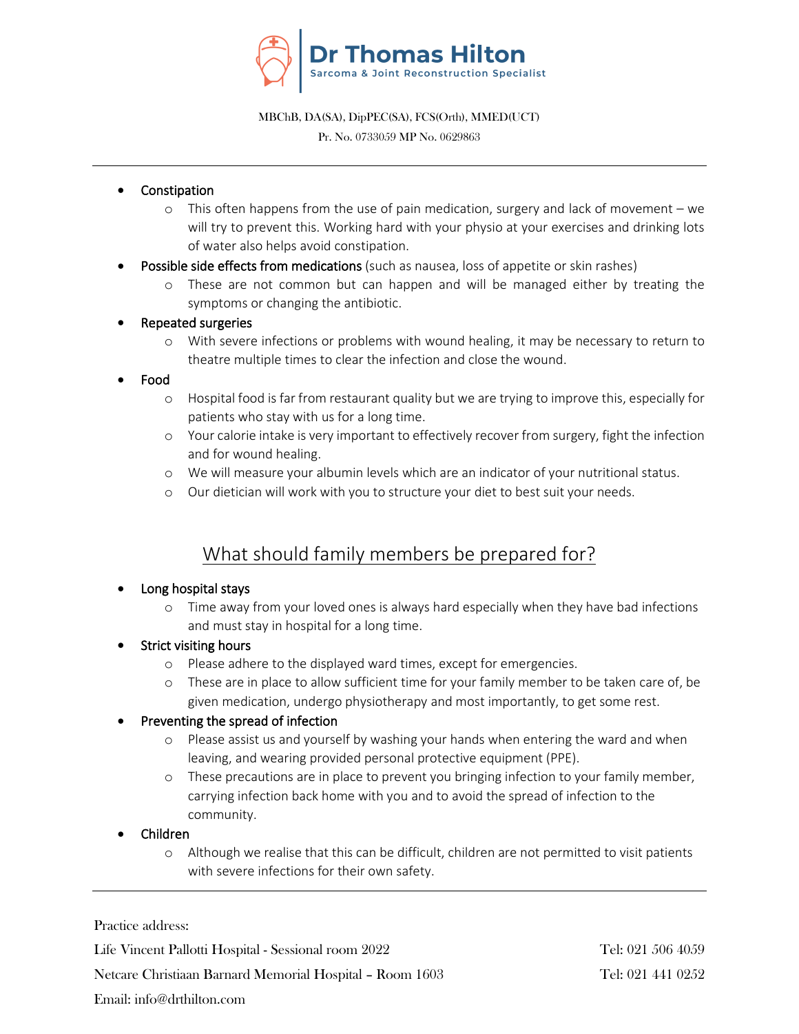- Constipation
  - This often happens from the use of pain medication, surgery and lack of movement – we will try to prevent this. Working hard with your physio at your exercises and drinking lots of water also helps avoid constipation.
- Possible side effects from medications (such as nausea, loss of appetite or skin rashes)
  - These are not common but can happen and will be managed either by treating the symptoms or changing the antibiotic.
- Repeated surgeries
  - With severe infections or problems with wound healing, it may be necessary to return to theatre multiple times to clear the infection and close the wound.
- Food
  - Hospital food is far from restaurant quality but we are trying to improve this, especially for patients who stay with us for a long time.
  - Your calorie intake is very important to effectively recover from surgery, fight the infection and for wound healing.
  - We will measure your albumin levels which are an indicator of your nutritional status.
  - Our dietician will work with you to structure your diet to best suit your needs.

## What should family members be prepared for?

- Long hospital stays
  - Time away from your loved ones is always hard especially when they have bad infections and must stay in hospital for a long time.
- Strict visiting hours
  - Please adhere to the displayed ward times, except for emergencies.
  - These are in place to allow sufficient time for your family member to be taken care of, be given medication, undergo physiotherapy and most importantly, to get some rest.
- Preventing the spread of infection
  - Please assist us and yourself by washing your hands when entering the ward and when leaving, and wearing provided personal protective equipment (PPE).
  - These precautions are in place to prevent you bringing infection to your family member, carrying infection back home with you and to avoid the spread of infection to the community.
- Children
  - Although we realise that this can be difficult, children are not permitted to visit patients with severe infections for their own safety.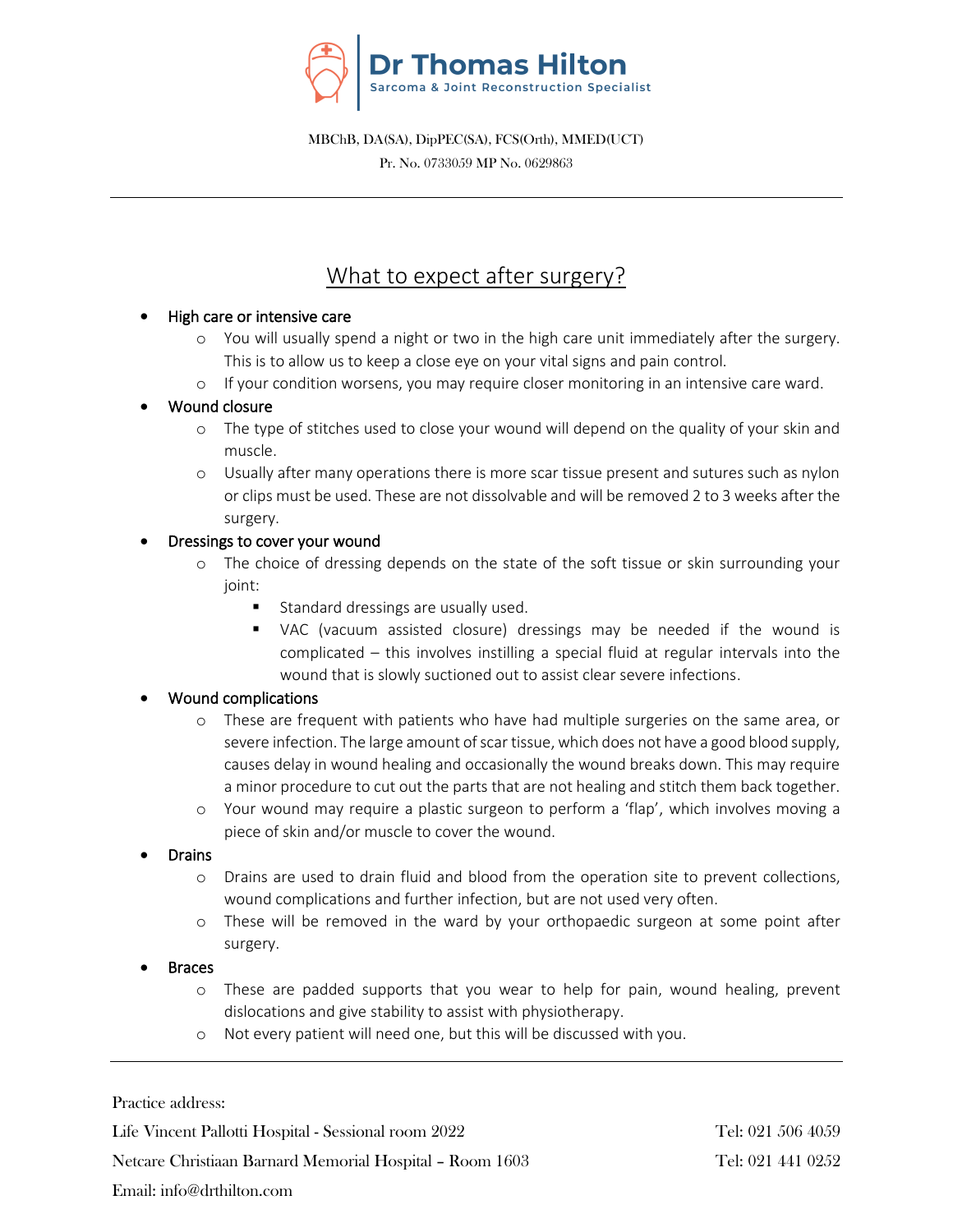# Dr Thomas Hilton

Sarcoma & Joint Reconstruction Specialist

MBChB, DA(SA), DipPEC(SA), FCS(Orth), MMED(UCT)

Pr. No. 0733059 MP No. 0629863

---

## What to expect after surgery?

- High care or intensive care
  - You will usually spend a night or two in the high care unit immediately after the surgery. This is to allow us to keep a close eye on your vital signs and pain control.
  - If your condition worsens, you may require closer monitoring in an intensive care ward.
- Wound closure
  - The type of stitches used to close your wound will depend on the quality of your skin and muscle.
  - Usually after many operations there is more scar tissue present and sutures such as nylon or clips must be used. These are not dissolvable and will be removed 2 to 3 weeks after the surgery.
- Dressings to cover your wound
  - The choice of dressing depends on the state of the soft tissue or skin surrounding your joint:
    - Standard dressings are usually used.
    - VAC (vacuum assisted closure) dressings may be needed if the wound is complicated – this involves instilling a special fluid at regular intervals into the wound that is slowly suctioned out to assist clear severe infections.
- Wound complications
  - These are frequent with patients who have had multiple surgeries on the same area, or severe infection. The large amount of scar tissue, which does not have a good blood supply, causes delay in wound healing and occasionally the wound breaks down. This may require a minor procedure to cut out the parts that are not healing and stitch them back together.
  - Your wound may require a plastic surgeon to perform a 'flap', which involves moving a piece of skin and/or muscle to cover the wound.
- Drains
  - Drains are used to drain fluid and blood from the operation site to prevent collections, wound complications and further infection, but are not used very often.
  - These will be removed in the ward by your orthopaedic surgeon at some point after surgery.
- Braces
  - These are padded supports that you wear to help for pain, wound healing, prevent dislocations and give stability to assist with physiotherapy.
  - Not every patient will need one, but this will be discussed with you.

---

Practice address:

Life Vincent Pallotti Hospital - Sessional room 2022 — Tel: 021 506 4059

Netcare Christiaan Barnard Memorial Hospital – Room 1603 — Tel: 021 441 0252

Email: info@drthilton.com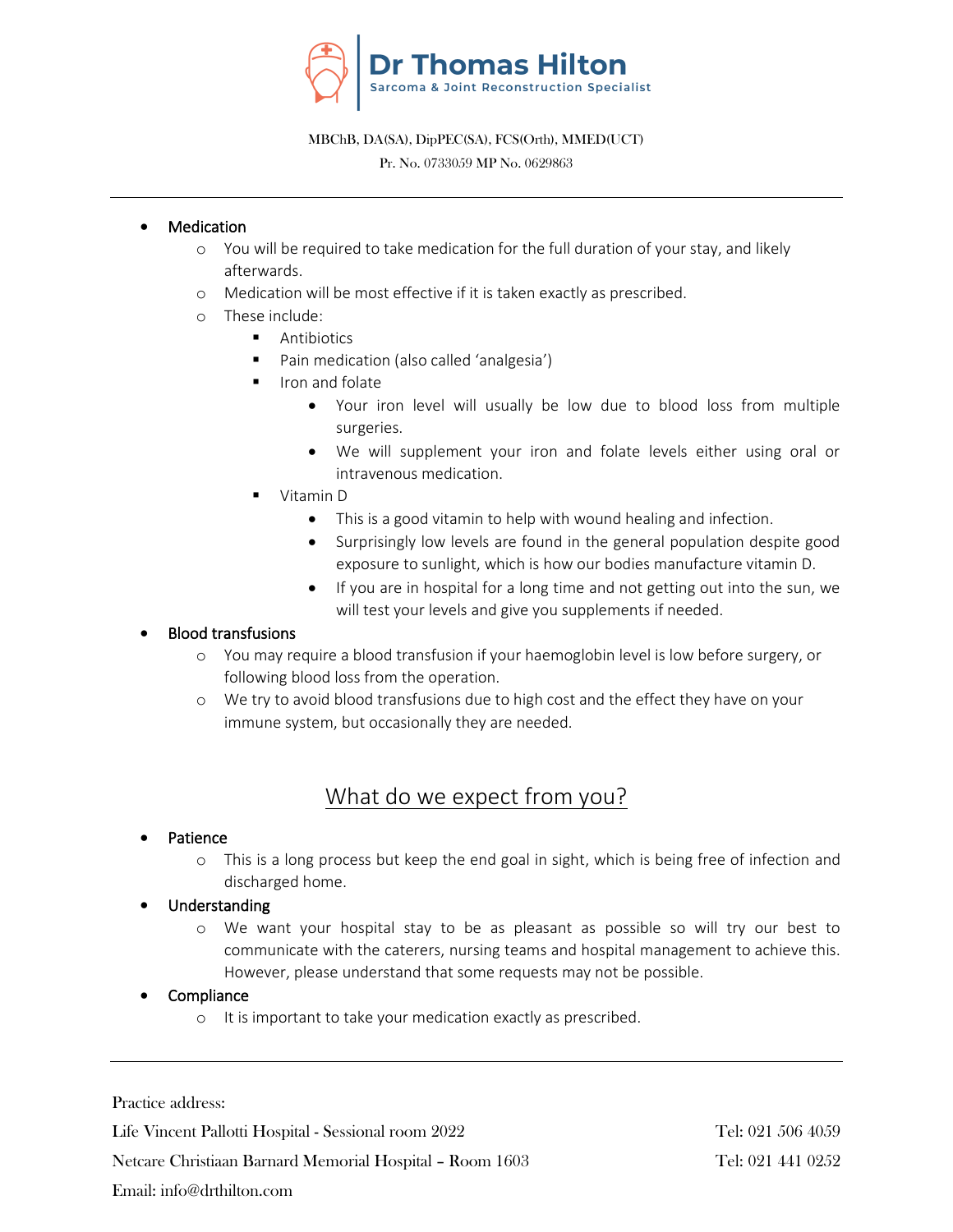- Medication
    - You will be required to take medication for the full duration of your stay, and likely afterwards.
    - Medication will be most effective if it is taken exactly as prescribed.
    - These include:
        - Antibiotics
        - Pain medication (also called 'analgesia')
        - Iron and folate
            - Your iron level will usually be low due to blood loss from multiple surgeries.
            - We will supplement your iron and folate levels either using oral or intravenous medication.
        - Vitamin D
            - This is a good vitamin to help with wound healing and infection.
            - Surprisingly low levels are found in the general population despite good exposure to sunlight, which is how our bodies manufacture vitamin D.
            - If you are in hospital for a long time and not getting out into the sun, we will test your levels and give you supplements if needed.
- Blood transfusions
    - You may require a blood transfusion if your haemoglobin level is low before surgery, or following blood loss from the operation.
    - We try to avoid blood transfusions due to high cost and the effect they have on your immune system, but occasionally they are needed.

## What do we expect from you?

- Patience
    - This is a long process but keep the end goal in sight, which is being free of infection and discharged home.
- Understanding
    - We want your hospital stay to be as pleasant as possible so will try our best to communicate with the caterers, nursing teams and hospital management to achieve this. However, please understand that some requests may not be possible.
- Compliance
    - It is important to take your medication exactly as prescribed.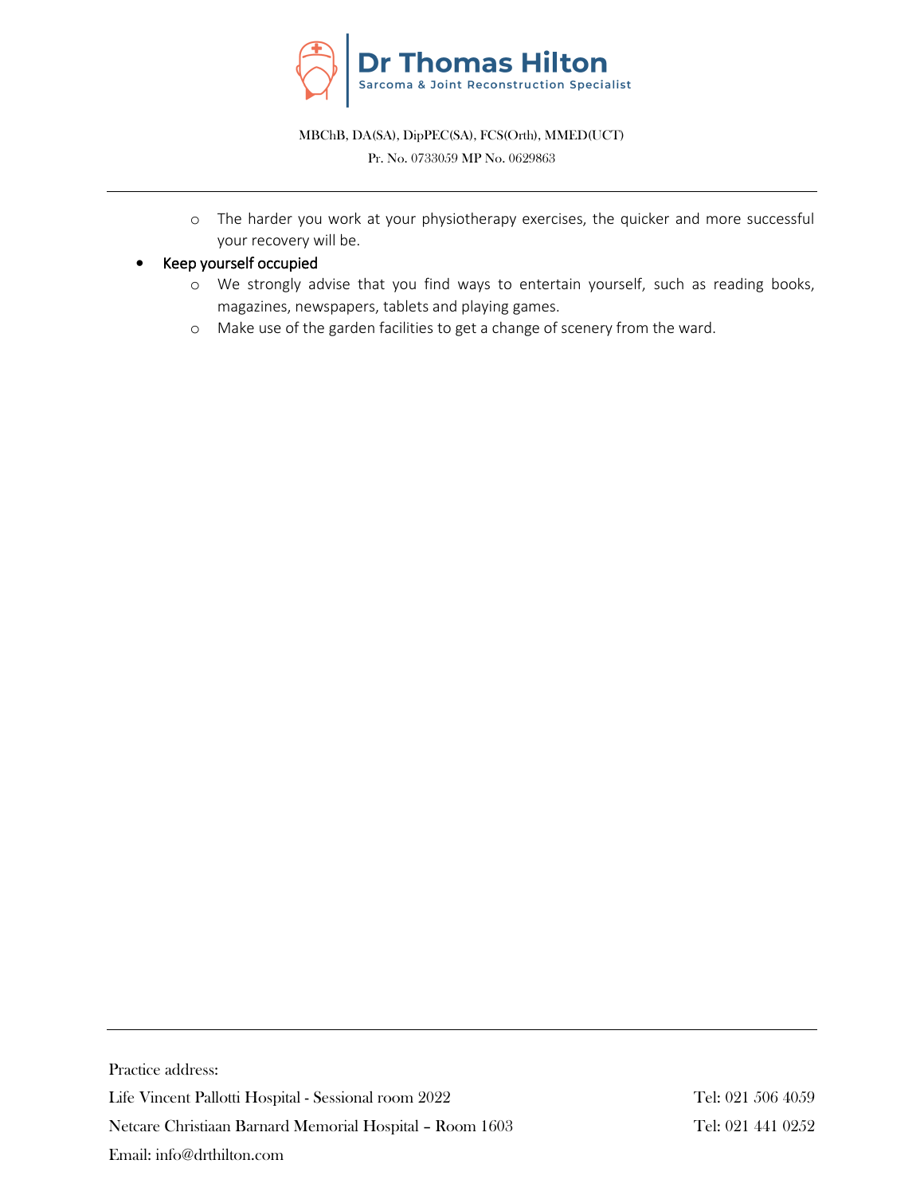- The harder you work at your physiotherapy exercises, the quicker and more successful your recovery will be.

- Keep yourself occupied
  - We strongly advise that you find ways to entertain yourself, such as reading books, magazines, newspapers, tablets and playing games.
  - Make use of the garden facilities to get a change of scenery from the ward.